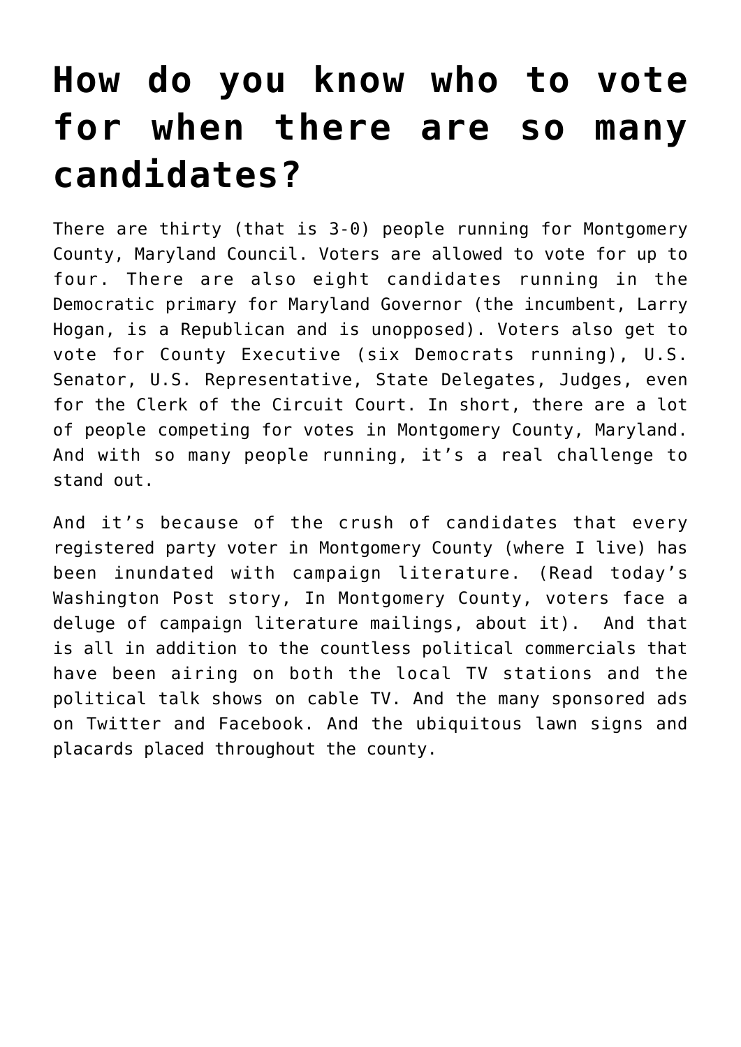# How do you know who to vote for when there are so many candidates?

There are thirty (that is 3-0) people running for Montgomery County, Maryland Council. Voters are allowed to vote for up to four. There are also eight candidates running in the Democratic primary for Maryland Governor (the incumbent, Larry Hogan, is a Republican and is unopposed). Voters also get to vote for County Executive (six Democrats running), U.S. Senator, U.S. Representative, State Delegates, Judges, even for the Clerk of the Circuit Court. In short, there are a lot of people competing for votes in Montgomery County, Maryland. And with so many people running, it's a real challenge to stand out.

And it's because of the crush of candidates that every registered party voter in Montgomery County (where I live) has been inundated with campaign literature. (Read today's Washington Post story, In Montgomery County, voters face a deluge of campaign literature mailings, about it). And that is all in addition to the countless political commercials that have been airing on both the local TV stations and the political talk shows on cable TV. And the many sponsored ads on Twitter and Facebook. And the ubiquitous lawn signs and placards placed throughout the county.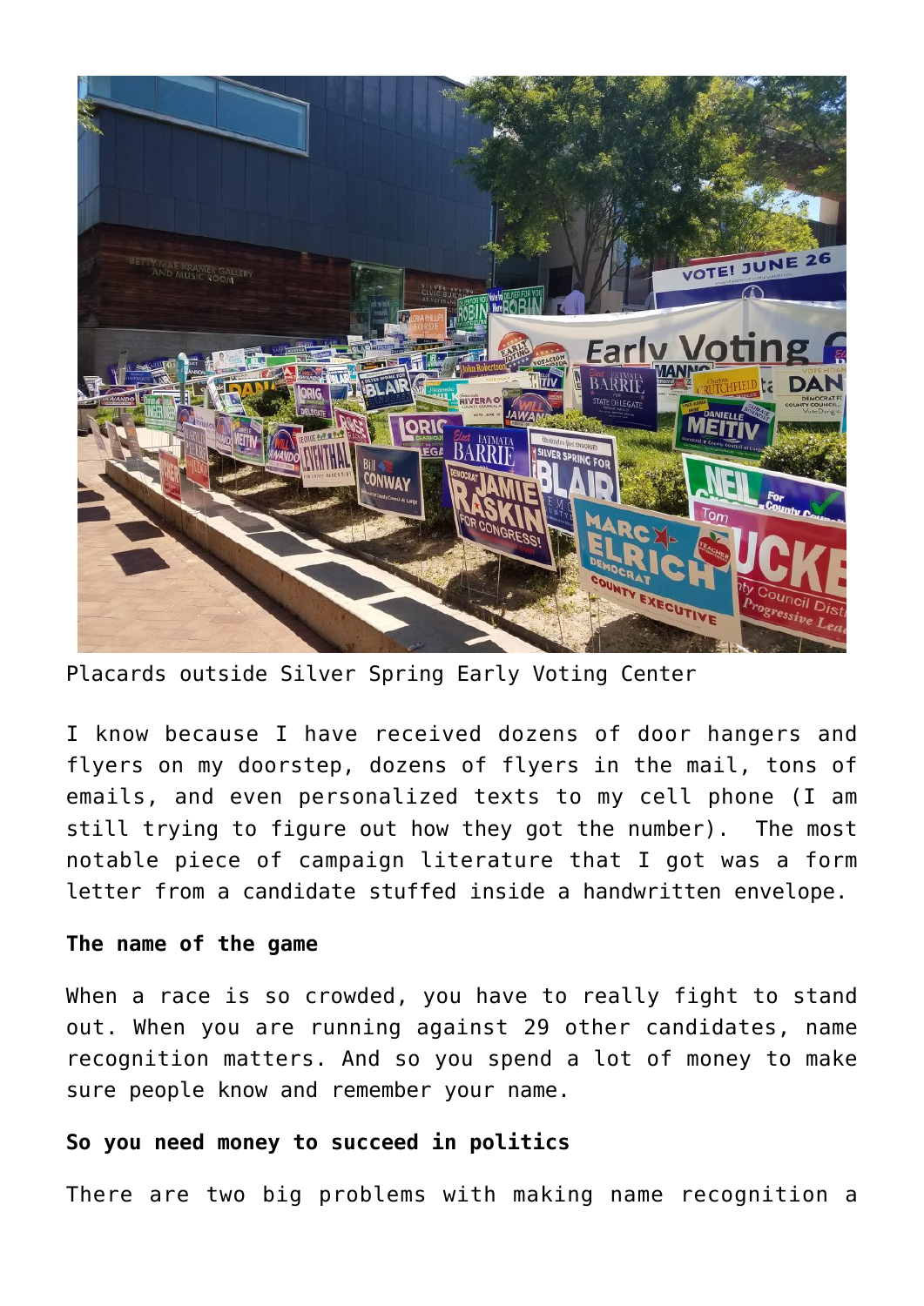Placards outside Silver Spring Early Voting Center

I know because I have received dozens of door hangers and flyers on my doorstep, dozens of flyers in the mail, tons of emails, and even personalized texts to my cell phone (I am still trying to figure out how they got the number). The most notable piece of campaign literature that I got was a form letter from a candidate stuffed inside a handwritten envelope.

**The name of the game**

When a race is so crowded, you have to really fight to stand out. When you are running against 29 other candidates, name recognition matters. And so you spend a lot of money to make sure people know and remember your name.

**So you need money to succeed in politics**

There are two big problems with making name recognition a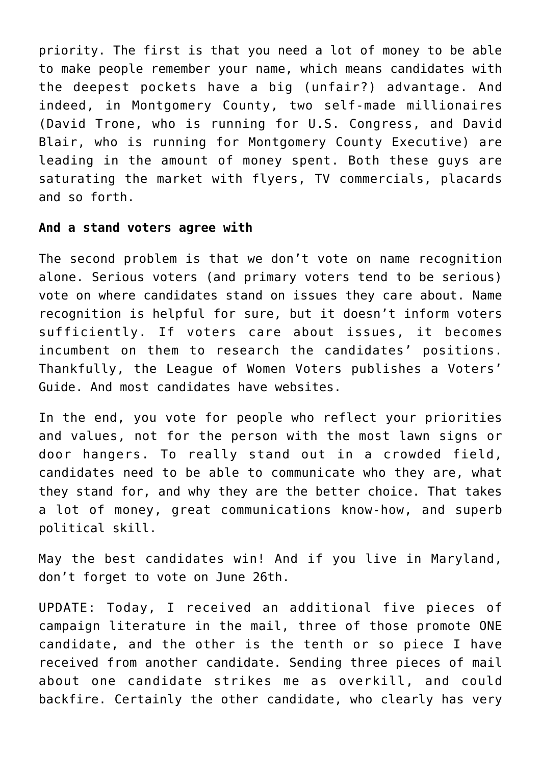priority. The first is that you need a lot of money to be able to make people remember your name, which means candidates with the deepest pockets have a big (unfair?) advantage. And indeed, in Montgomery County, two self-made millionaires (David Trone, who is running for U.S. Congress, and David Blair, who is running for Montgomery County Executive) are leading in the amount of money spent. Both these guys are saturating the market with flyers, TV commercials, placards and so forth.

**And a stand voters agree with**

The second problem is that we don't vote on name recognition alone. Serious voters (and primary voters tend to be serious) vote on where candidates stand on issues they care about. Name recognition is helpful for sure, but it doesn't inform voters sufficiently. If voters care about issues, it becomes incumbent on them to research the candidates' positions. Thankfully, the League of Women Voters publishes a Voters' Guide. And most candidates have websites.

In the end, you vote for people who reflect your priorities and values, not for the person with the most lawn signs or door hangers. To really stand out in a crowded field, candidates need to be able to communicate who they are, what they stand for, and why they are the better choice. That takes a lot of money, great communications know-how, and superb political skill.

May the best candidates win! And if you live in Maryland, don't forget to vote on June 26th.

UPDATE: Today, I received an additional five pieces of campaign literature in the mail, three of those promote ONE candidate, and the other is the tenth or so piece I have received from another candidate. Sending three pieces of mail about one candidate strikes me as overkill, and could backfire. Certainly the other candidate, who clearly has very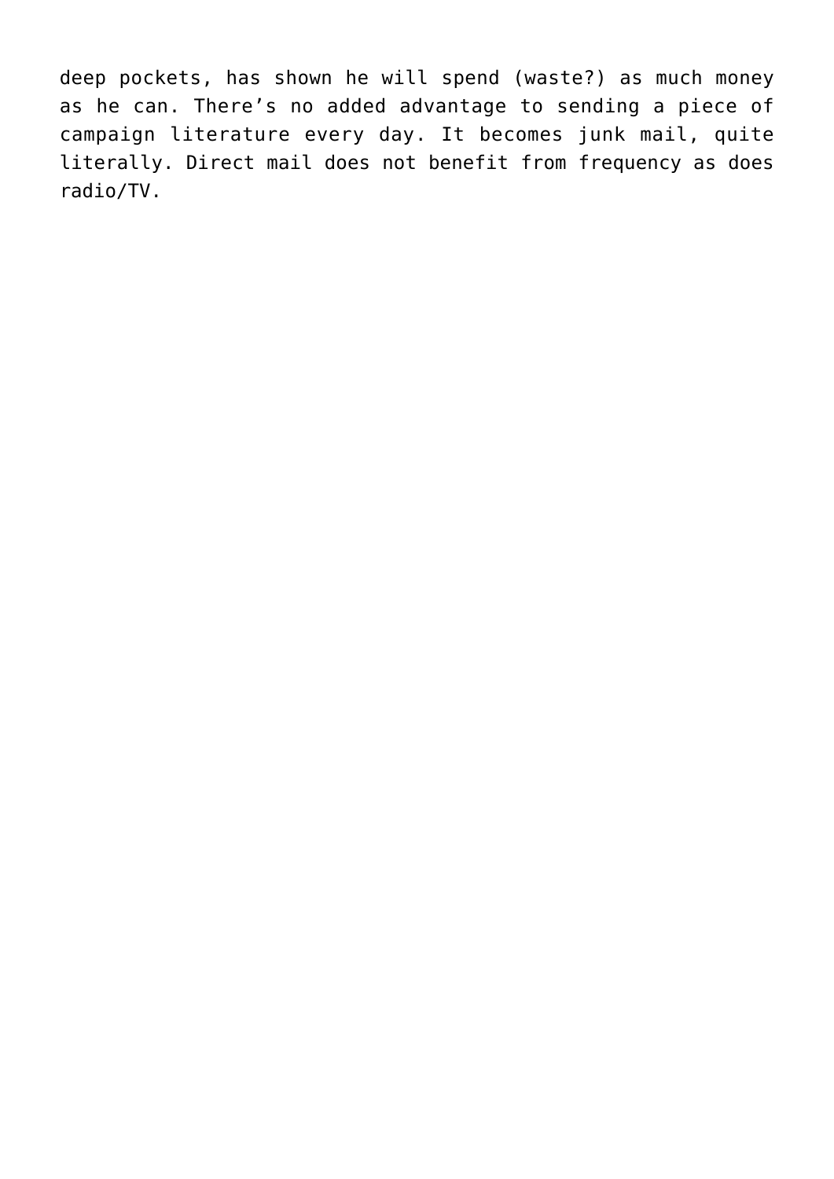deep pockets, has shown he will spend (waste?) as much money as he can. There’s no added advantage to sending a piece of campaign literature every day. It becomes junk mail, quite literally. Direct mail does not benefit from frequency as does radio/TV.